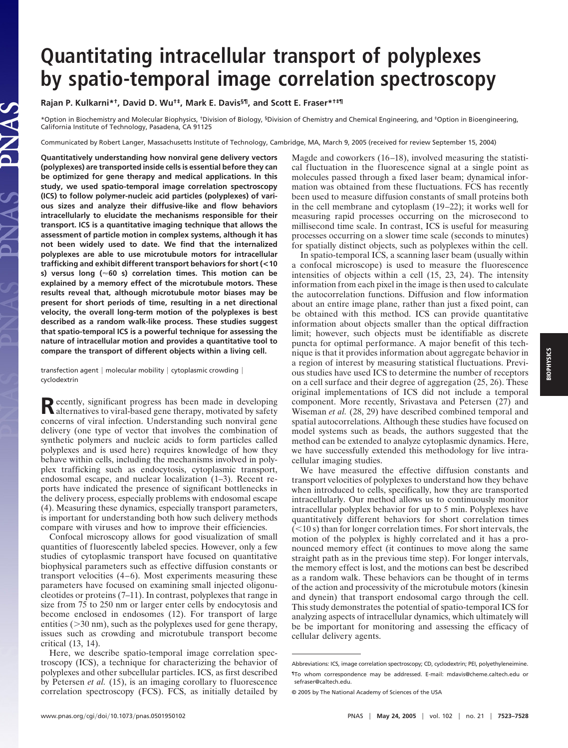# Quantitating intracellular transport of polyplexes by spatio-temporal image correlation spectroscopy

**Rajan P. Kulkarni*†, David D. Wu†‡, Mark E. Davis§¶, and Scott E. Fraser*†‡¶**

*Option in Biochemistry and Molecular Biophysics, †Division of Biology, §Division of Chemistry and Chemical Engineering, and ‡Option in Bioengineering, California Institute of Technology, Pasadena, CA 91125

Communicated by Robert Langer, Massachusetts Institute of Technology, Cambridge, MA, March 9, 2005 (received for review September 15, 2004)

**Quantitatively understanding how nonviral gene delivery vectors (polyplexes) are transported inside cells is essential before they can be optimized for gene therapy and medical applications. In this study, we used spatio-temporal image correlation spectroscopy (ICS) to follow polymer-nucleic acid particles (polyplexes) of various sizes and analyze their diffusive-like and flow behaviors intracellularly to elucidate the mechanisms responsible for their transport. ICS is a quantitative imaging technique that allows the assessment of particle motion in complex systems, although it has not been widely used to date. We find that the internalized polyplexes are able to use microtubule motors for intracellular trafficking and exhibit different transport behaviors for short (<10 s) versus long (≈60 s) correlation times. This motion can be explained by a memory effect of the microtubule motors. These results reveal that, although microtubule motor biases may be present for short periods of time, resulting in a net directional velocity, the overall long-term motion of the polyplexes is best described as a random walk-like process. These studies suggest that spatio-temporal ICS is a powerful technique for assessing the nature of intracellular motion and provides a quantitative tool to compare the transport of different objects within a living cell.**

transfection agent | molecular mobility | cytoplasmic crowding | cyclodextrin

Recently, significant progress has been made in developing alternatives to viral-based gene therapy, motivated by safety concerns of viral infection. Understanding such nonviral gene delivery (one type of vector that involves the combination of synthetic polymers and nucleic acids to form particles called polyplexes and is used here) requires knowledge of how they behave within cells, including the mechanisms involved in polyplex trafficking such as endocytosis, cytoplasmic transport, endosomal escape, and nuclear localization (1–3). Recent reports have indicated the presence of significant bottlenecks in the delivery process, especially problems with endosomal escape (4). Measuring these dynamics, especially transport parameters, is important for understanding both how such delivery methods compare with viruses and how to improve their efficiencies.

Confocal microscopy allows for good visualization of small quantities of fluorescently labeled species. However, only a few studies of cytoplasmic transport have focused on quantitative biophysical parameters such as effective diffusion constants or transport velocities (4–6). Most experiments measuring these parameters have focused on examining small injected oligonucleotides or proteins (7–11). In contrast, polyplexes that range in size from 75 to 250 nm or larger enter cells by endocytosis and become enclosed in endosomes (12). For transport of large entities (>30 nm), such as the polyplexes used for gene therapy, issues such as crowding and microtubule transport become critical (13, 14).

Here, we describe spatio-temporal image correlation spectroscopy (ICS), a technique for characterizing the behavior of polyplexes and other subcellular particles. ICS, as first described by Petersen *et al.* (15), is an imaging corollary to fluorescence correlation spectroscopy (FCS). FCS, as initially detailed by Magde and coworkers (16–18), involved measuring the statistical fluctuation in the fluorescence signal at a single point as molecules passed through a fixed laser beam; dynamical information was obtained from these fluctuations. FCS has recently been used to measure diffusion constants of small proteins both in the cell membrane and cytoplasm (19–22); it works well for measuring rapid processes occurring on the microsecond to millisecond time scale. In contrast, ICS is useful for measuring processes occurring on a slower time scale (seconds to minutes) for spatially distinct objects, such as polyplexes within the cell.

In spatio-temporal ICS, a scanning laser beam (usually within a confocal microscope) is used to measure the fluorescence intensities of objects within a cell (15, 23, 24). The intensity information from each pixel in the image is then used to calculate the autocorrelation functions. Diffusion and flow information about an entire image plane, rather than just a fixed point, can be obtained with this method. ICS can provide quantitative information about objects smaller than the optical diffraction limit; however, such objects must be identifiable as discrete puncta for optimal performance. A major benefit of this technique is that it provides information about aggregate behavior in a region of interest by measuring statistical fluctuations. Previous studies have used ICS to determine the number of receptors on a cell surface and their degree of aggregation (25, 26). These original implementations of ICS did not include a temporal component. More recently, Srivastava and Petersen (27) and Wiseman *et al.* (28, 29) have described combined temporal and spatial autocorrelations. Although these studies have focused on model systems such as beads, the authors suggested that the method can be extended to analyze cytoplasmic dynamics. Here, we have successfully extended this methodology for live intracellular imaging studies.

We have measured the effective diffusion constants and transport velocities of polyplexes to understand how they behave when introduced to cells, specifically, how they are transported intracellularly. Our method allows us to continuously monitor intracellular polyplex behavior for up to 5 min. Polyplexes have quantitatively different behaviors for short correlation times (<10 s) than for longer correlation times. For short intervals, the motion of the polyplex is highly correlated and it has a pronounced memory effect (it continues to move along the same straight path as in the previous time step). For longer intervals, the memory effect is lost, and the motions can best be described as a random walk. These behaviors can be thought of in terms of the action and processivity of the microtubule motors (kinesin and dynein) that transport endosomal cargo through the cell. This study demonstrates the potential of spatio-temporal ICS for analyzing aspects of intracellular dynamics, which ultimately will be be important for monitoring and assessing the efficacy of cellular delivery agents.

Abbreviations: ICS, image correlation spectroscopy; CD, cyclodextrin; PEI, polyethyleneimine.

¶To whom correspondence may be addressed. E-mail: mdavis@cheme.caltech.edu or sefraser@caltech.edu.

© 2005 by The National Academy of Sciences of the USA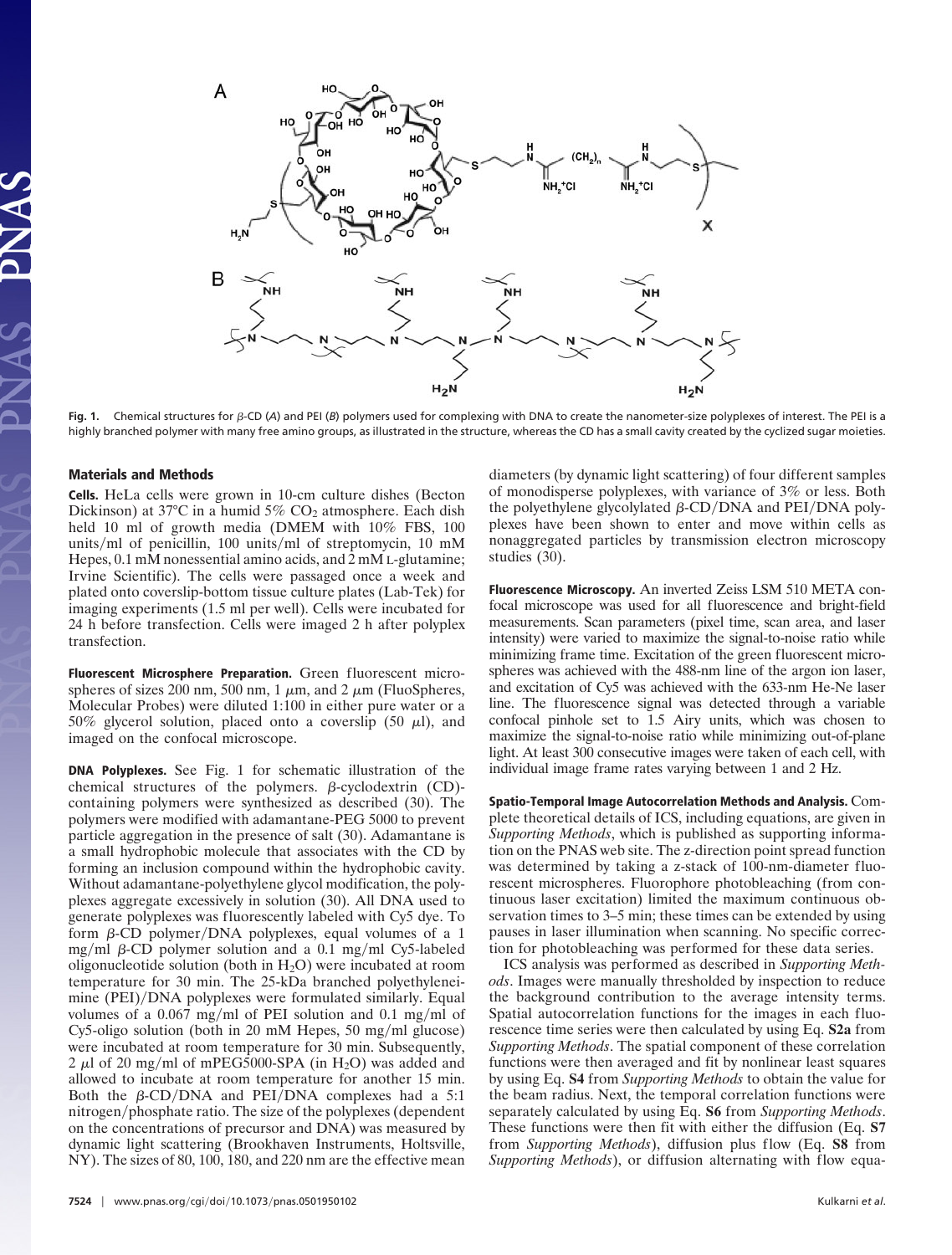**Fig. 1.** Chemical structures for β-CD (*A*) and PEI (*B*) polymers used for complexing with DNA to create the nanometer-size polyplexes of interest. The PEI is a highly branched polymer with many free amino groups, as illustrated in the structure, whereas the CD has a small cavity created by the cyclized sugar moieties.

## Materials and Methods

**Cells.** HeLa cells were grown in 10-cm culture dishes (Becton Dickinson) at 37°C in a humid 5% $CO_2$ atmosphere. Each dish held 10 ml of growth media (DMEM with 10% FBS, 100 units/ml of penicillin, 100 units/ml of streptomycin, 10 mM Hepes, 0.1 mM nonessential amino acids, and 2 mM L-glutamine; Irvine Scientific). The cells were passaged once a week and plated onto coverslip-bottom tissue culture plates (Lab-Tek) for imaging experiments (1.5 ml per well). Cells were incubated for 24 h before transfection. Cells were imaged 2 h after polyplex transfection.

**Fluorescent Microsphere Preparation.** Green fluorescent microspheres of sizes 200 nm, 500 nm, 1 μm, and 2 μm (FluoSpheres, Molecular Probes) were diluted 1:100 in either pure water or a 50% glycerol solution, placed onto a coverslip (50 μl), and imaged on the confocal microscope.

**DNA Polyplexes.** See Fig. 1 for schematic illustration of the chemical structures of the polymers. β-cyclodextrin (CD)-containing polymers were synthesized as described (30). The polymers were modified with adamantane-PEG 5000 to prevent particle aggregation in the presence of salt (30). Adamantane is a small hydrophobic molecule that associates with the CD by forming an inclusion compound within the hydrophobic cavity. Without adamantane-polyethylene glycol modification, the polyplexes aggregate excessively in solution (30). All DNA used to generate polyplexes was fluorescently labeled with Cy5 dye. To form β-CD polymer/DNA polyplexes, equal volumes of a 1 mg/ml β-CD polymer solution and a 0.1 mg/ml Cy5-labeled oligonucleotide solution (both in $H_2O$) were incubated at room temperature for 30 min. The 25-kDa branched polyethyleneimine (PEI)/DNA polyplexes were formulated similarly. Equal volumes of a 0.067 mg/ml of PEI solution and 0.1 mg/ml of Cy5-oligo solution (both in 20 mM Hepes, 50 mg/ml glucose) were incubated at room temperature for 30 min. Subsequently, 2 μl of 20 mg/ml of mPEG5000-SPA (in $H_2O$) was added and allowed to incubate at room temperature for another 15 min. Both the β-CD/DNA and PEI/DNA complexes had a 5:1 nitrogen/phosphate ratio. The size of the polyplexes (dependent on the concentrations of precursor and DNA) was measured by dynamic light scattering (Brookhaven Instruments, Holtsville, NY). The sizes of 80, 100, 180, and 220 nm are the effective mean diameters (by dynamic light scattering) of four different samples of monodisperse polyplexes, with variance of 3% or less. Both the polyethylene glycolylated β-CD/DNA and PEI/DNA polyplexes have been shown to enter and move within cells as nonaggregated particles by transmission electron microscopy studies (30).

**Fluorescence Microscopy.** An inverted Zeiss LSM 510 META confocal microscope was used for all fluorescence and bright-field measurements. Scan parameters (pixel time, scan area, and laser intensity) were varied to maximize the signal-to-noise ratio while minimizing frame time. Excitation of the green fluorescent microspheres was achieved with the 488-nm line of the argon ion laser, and excitation of Cy5 was achieved with the 633-nm He-Ne laser line. The fluorescence signal was detected through a variable confocal pinhole set to 1.5 Airy units, which was chosen to maximize the signal-to-noise ratio while minimizing out-of-plane light. At least 300 consecutive images were taken of each cell, with individual image frame rates varying between 1 and 2 Hz.

**Spatio-Temporal Image Autocorrelation Methods and Analysis.** Complete theoretical details of ICS, including equations, are given in *Supporting Methods*, which is published as supporting information on the PNAS web site. The z-direction point spread function was determined by taking a z-stack of 100-nm-diameter fluorescent microspheres. Fluorophore photobleaching (from continuous laser excitation) limited the maximum continuous observation times to 3–5 min; these times can be extended by using pauses in laser illumination when scanning. No specific correction for photobleaching was performed for these data series.

ICS analysis was performed as described in *Supporting Methods*. Images were manually thresholded by inspection to reduce the background contribution to the average intensity terms. Spatial autocorrelation functions for the images in each fluorescence time series were then calculated by using Eq. **S2a** from *Supporting Methods*. The spatial component of these correlation functions were then averaged and fit by nonlinear least squares by using Eq. **S4** from *Supporting Methods* to obtain the value for the beam radius. Next, the temporal correlation functions were separately calculated by using Eq. **S6** from *Supporting Methods*. These functions were then fit with either the diffusion (Eq. **S7** from *Supporting Methods*), diffusion plus flow (Eq. **S8** from *Supporting Methods*), or diffusion alternating with flow equa-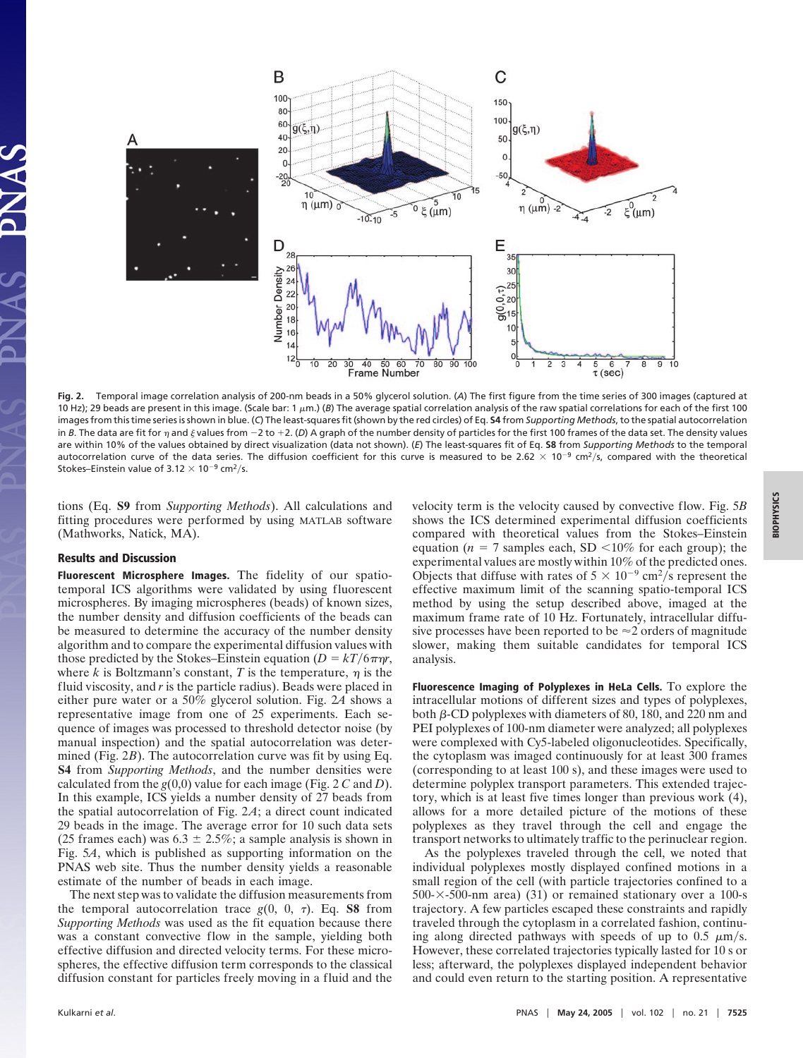Fig. 2. Temporal image correlation analysis of 200-nm beads in a 50% glycerol solution. (*A*) The first figure from the time series of 300 images (captured at 10 Hz); 29 beads are present in this image. (Scale bar: 1 μm.) (*B*) The average spatial correlation analysis of the raw spatial correlations for each of the first 100 images from this time series is shown in blue. (*C*) The least-squares fit (shown by the red circles) of Eq. **S4** from *Supporting Methods*, to the spatial autocorrelation in *B*. The data are fit for $\eta$ and $\xi$ values from −2 to +2. (*D*) A graph of the number density of particles for the first 100 frames of the data set. The density values are within 10% of the values obtained by direct visualization (data not shown). (*E*) The least-squares fit of Eq. **S8** from *Supporting Methods* to the temporal autocorrelation curve of the data series. The diffusion coefficient for this curve is measured to be $2.62 \times 10^{-9}$ cm$^2$/s, compared with the theoretical Stokes–Einstein value of $3.12 \times 10^{-9}$ cm$^2$/s.

tions (Eq. **S9** from *Supporting Methods*). All calculations and fitting procedures were performed by using MATLAB software (Mathworks, Natick, MA).

## Results and Discussion

**Fluorescent Microsphere Images.** The fidelity of our spatio-temporal ICS algorithms were validated by using fluorescent microspheres. By imaging microspheres (beads) of known sizes, the number density and diffusion coefficients of the beads can be measured to determine the accuracy of the number density algorithm and to compare the experimental diffusion values with those predicted by the Stokes–Einstein equation ($D = kT/6\pi\eta r$, where $k$ is Boltzmann's constant, $T$ is the temperature, $\eta$ is the fluid viscosity, and $r$ is the particle radius). Beads were placed in either pure water or a 50% glycerol solution. Fig. 2*A* shows a representative image from one of 25 experiments. Each sequence of images was processed to threshold detector noise (by manual inspection) and the spatial autocorrelation was determined (Fig. 2*B*). The autocorrelation curve was fit by using Eq. **S4** from *Supporting Methods*, and the number densities were calculated from the $g(0,0)$ value for each image (Fig. 2 *C* and *D*). In this example, ICS yields a number density of 27 beads from the spatial autocorrelation of Fig. 2*A*; a direct count indicated 29 beads in the image. The average error for 10 such data sets (25 frames each) was 6.3 ± 2.5%; a sample analysis is shown in Fig. 5*A*, which is published as supporting information on the PNAS web site. Thus the number density yields a reasonable estimate of the number of beads in each image.

The next step was to validate the diffusion measurements from the temporal autocorrelation trace $g(0, 0, \tau)$. Eq. **S8** from *Supporting Methods* was used as the fit equation because there was a constant convective flow in the sample, yielding both effective diffusion and directed velocity terms. For these microspheres, the effective diffusion term corresponds to the classical diffusion constant for particles freely moving in a fluid and the velocity term is the velocity caused by convective flow. Fig. 5*B* shows the ICS determined experimental diffusion coefficients compared with theoretical values from the Stokes–Einstein equation ($n$ = 7 samples each, SD <10% for each group); the experimental values are mostly within 10% of the predicted ones. Objects that diffuse with rates of $5 \times 10^{-9}$ cm$^2$/s represent the effective maximum limit of the scanning spatio-temporal ICS method by using the setup described above, imaged at the maximum frame rate of 10 Hz. Fortunately, intracellular diffusive processes have been reported to be ≈2 orders of magnitude slower, making them suitable candidates for temporal ICS analysis.

**Fluorescence Imaging of Polyplexes in HeLa Cells.** To explore the intracellular motions of different sizes and types of polyplexes, both β-CD polyplexes with diameters of 80, 180, and 220 nm and PEI polyplexes of 100-nm diameter were analyzed; all polyplexes were complexed with Cy5-labeled oligonucleotides. Specifically, the cytoplasm was imaged continuously for at least 300 frames (corresponding to at least 100 s), and these images were used to determine polyplex transport parameters. This extended trajectory, which is at least five times longer than previous work (4), allows for a more detailed picture of the motions of these polyplexes as they travel through the cell and engage the transport networks to ultimately traffic to the perinuclear region.

As the polyplexes traveled through the cell, we noted that individual polyplexes mostly displayed confined motions in a small region of the cell (with particle trajectories confined to a 500-×-500-nm area) (31) or remained stationary over a 100-s trajectory. A few particles escaped these constraints and rapidly traveled through the cytoplasm in a correlated fashion, continuing along directed pathways with speeds of up to 0.5 μm/s. However, these correlated trajectories typically lasted for 10 s or less; afterward, the polyplexes displayed independent behavior and could even return to the starting position. A representative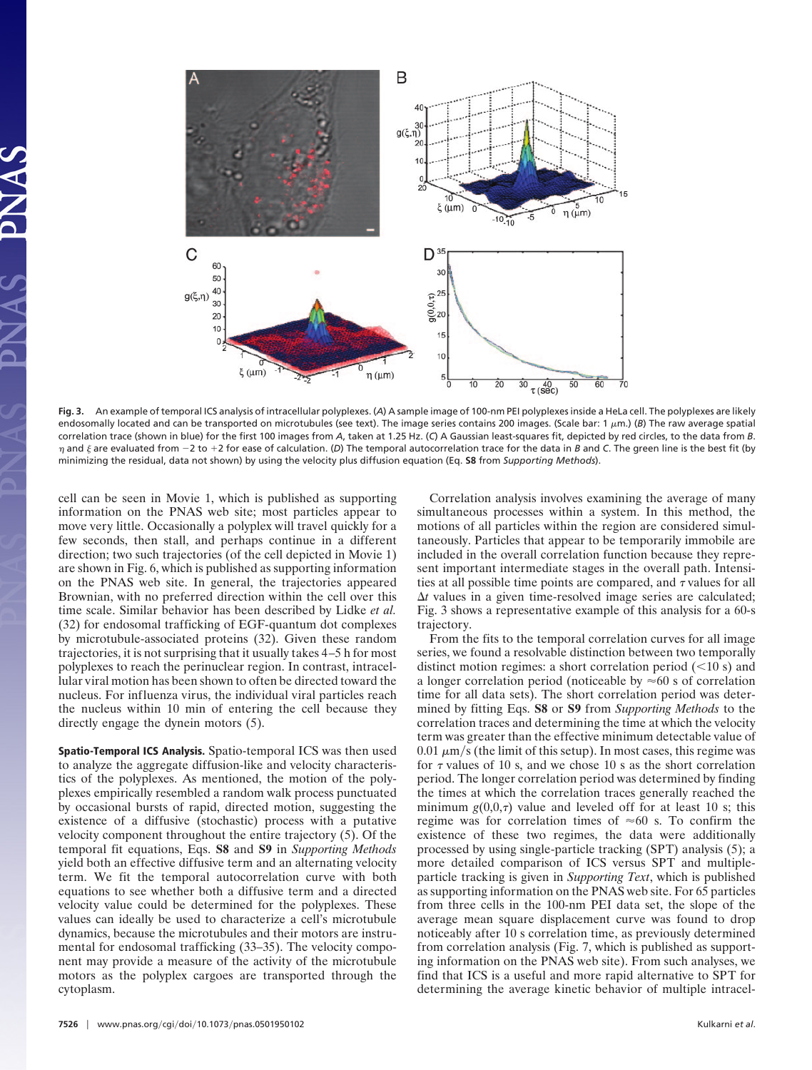Fig. 3. An example of temporal ICS analysis of intracellular polyplexes. (*A*) A sample image of 100-nm PEI polyplexes inside a HeLa cell. The polyplexes are likely endosomally located and can be transported on microtubules (see text). The image series contains 200 images. (Scale bar: 1 $\mu$m.) (*B*) The raw average spatial correlation trace (shown in blue) for the first 100 images from *A*, taken at 1.25 Hz. (*C*) A Gaussian least-squares fit, depicted by red circles, to the data from *B*. $\eta$ and $\xi$ are evaluated from −2 to +2 for ease of calculation. (*D*) The temporal autocorrelation trace for the data in *B* and *C*. The green line is the best fit (by minimizing the residual, data not shown) by using the velocity plus diffusion equation (Eq. **S8** from *Supporting Methods*).

cell can be seen in Movie 1, which is published as supporting information on the PNAS web site; most particles appear to move very little. Occasionally a polyplex will travel quickly for a few seconds, then stall, and perhaps continue in a different direction; two such trajectories (of the cell depicted in Movie 1) are shown in Fig. 6, which is published as supporting information on the PNAS web site. In general, the trajectories appeared Brownian, with no preferred direction within the cell over this time scale. Similar behavior has been described by Lidke *et al.* (32) for endosomal trafficking of EGF-quantum dot complexes by microtubule-associated proteins (32). Given these random trajectories, it is not surprising that it usually takes 4–5 h for most polyplexes to reach the perinuclear region. In contrast, intracellular viral motion has been shown to often be directed toward the nucleus. For influenza virus, the individual viral particles reach the nucleus within 10 min of entering the cell because they directly engage the dynein motors (5).

**Spatio-Temporal ICS Analysis.** Spatio-temporal ICS was then used to analyze the aggregate diffusion-like and velocity characteristics of the polyplexes. As mentioned, the motion of the polyplexes empirically resembled a random walk process punctuated by occasional bursts of rapid, directed motion, suggesting the existence of a diffusive (stochastic) process with a putative velocity component throughout the entire trajectory (5). Of the temporal fit equations, Eqs. **S8** and **S9** in *Supporting Methods* yield both an effective diffusive term and an alternating velocity term. We fit the temporal autocorrelation curve with both equations to see whether both a diffusive term and a directed velocity value could be determined for the polyplexes. These values can ideally be used to characterize a cell's microtubule dynamics, because the microtubules and their motors are instrumental for endosomal trafficking (33–35). The velocity component may provide a measure of the activity of the microtubule motors as the polyplex cargoes are transported through the cytoplasm.

Correlation analysis involves examining the average of many simultaneous processes within a system. In this method, the motions of all particles within the region are considered simultaneously. Particles that appear to be temporarily immobile are included in the overall correlation function because they represent important intermediate stages in the overall path. Intensities at all possible time points are compared, and $\tau$ values for all $\Delta t$ values in a given time-resolved image series are calculated; Fig. 3 shows a representative example of this analysis for a 60-s trajectory.

From the fits to the temporal correlation curves for all image series, we found a resolvable distinction between two temporally distinct motion regimes: a short correlation period (<10 s) and a longer correlation period (noticeable by ≈60 s of correlation time for all data sets). The short correlation period was determined by fitting Eqs. **S8** or **S9** from *Supporting Methods* to the correlation traces and determining the time at which the velocity term was greater than the effective minimum detectable value of 0.01 $\mu$m/s (the limit of this setup). In most cases, this regime was for $\tau$ values of 10 s, and we chose 10 s as the short correlation period. The longer correlation period was determined by finding the times at which the correlation traces generally reached the minimum $g(0,0,\tau)$ value and leveled off for at least 10 s; this regime was for correlation times of ≈60 s. To confirm the existence of these two regimes, the data were additionally processed by using single-particle tracking (SPT) analysis (5); a more detailed comparison of ICS versus SPT and multiple-particle tracking is given in *Supporting Text*, which is published as supporting information on the PNAS web site. For 65 particles from three cells in the 100-nm PEI data set, the slope of the average mean square displacement curve was found to drop noticeably after 10 s correlation time, as previously determined from correlation analysis (Fig. 7, which is published as supporting information on the PNAS web site). From such analyses, we find that ICS is a useful and more rapid alternative to SPT for determining the average kinetic behavior of multiple intracel-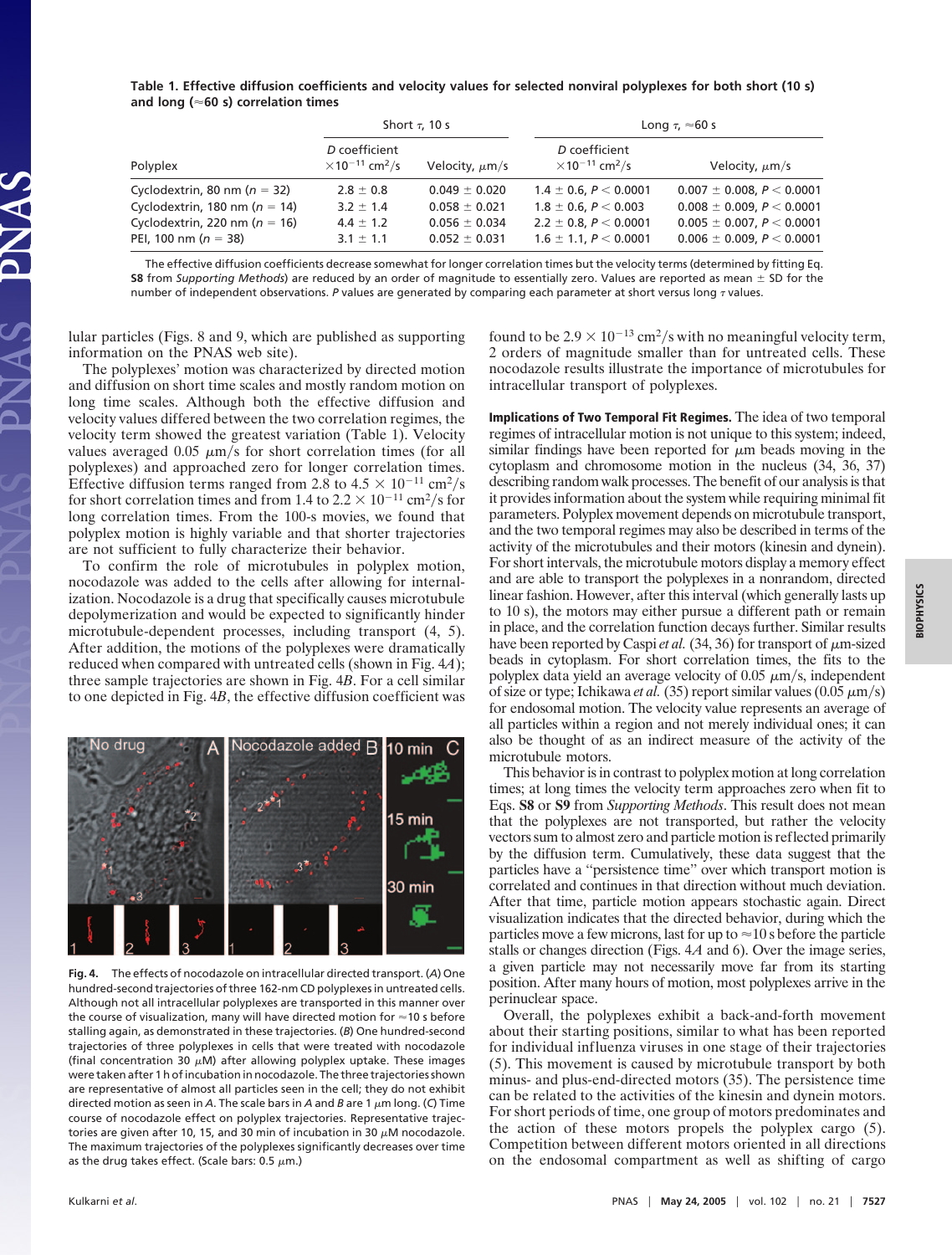**Table 1. Effective diffusion coefficients and velocity values for selected nonviral polyplexes for both short (10 s) and long (≈60 s) correlation times**

| Polyplex | Short $\tau$, 10 s | | Long $\tau$, ≈60 s | |
|---|---|---|---|---|
| | $D$ coefficient $\times 10^{-11}$ cm$^2$/s | Velocity, $\mu$m/s | $D$ coefficient $\times 10^{-11}$ cm$^2$/s | Velocity, $\mu$m/s |
| Cyclodextrin, 80 nm ($n$ = 32) | 2.8 ± 0.8 | 0.049 ± 0.020 | 1.4 ± 0.6, $P < 0.0001$ | 0.007 ± 0.008, $P < 0.0001$ |
| Cyclodextrin, 180 nm ($n$ = 14) | 3.2 ± 1.4 | 0.058 ± 0.021 | 1.8 ± 0.6, $P < 0.003$ | 0.008 ± 0.009, $P < 0.0001$ |
| Cyclodextrin, 220 nm ($n$ = 16) | 4.4 ± 1.2 | 0.056 ± 0.034 | 2.2 ± 0.8, $P < 0.0001$ | 0.005 ± 0.007, $P < 0.0001$ |
| PEI, 100 nm ($n$ = 38) | 3.1 ± 1.1 | 0.052 ± 0.031 | 1.6 ± 1.1, $P < 0.0001$ | 0.006 ± 0.009, $P < 0.0001$ |

The effective diffusion coefficients decrease somewhat for longer correlation times but the velocity terms (determined by fitting Eq. **S8** from *Supporting Methods*) are reduced by an order of magnitude to essentially zero. Values are reported as mean ± SD for the number of independent observations. $P$ values are generated by comparing each parameter at short versus long $\tau$ values.

lular particles (Figs. 8 and 9, which are published as supporting information on the PNAS web site).

The polyplexes' motion was characterized by directed motion and diffusion on short time scales and mostly random motion on long time scales. Although both the effective diffusion and velocity values differed between the two correlation regimes, the velocity term showed the greatest variation (Table 1). Velocity values averaged 0.05 $\mu$m/s for short correlation times (for all polyplexes) and approached zero for longer correlation times. Effective diffusion terms ranged from 2.8 to 4.5 $\times 10^{-11}$ cm$^2$/s for short correlation times and from 1.4 to 2.2 $\times 10^{-11}$ cm$^2$/s for long correlation times. From the 100-s movies, we found that polyplex motion is highly variable and that shorter trajectories are not sufficient to fully characterize their behavior.

To confirm the role of microtubules in polyplex motion, nocodazole was added to the cells after allowing for internalization. Nocodazole is a drug that specifically causes microtubule depolymerization and would be expected to significantly hinder microtubule-dependent processes, including transport (4, 5). After addition, the motions of the polyplexes were dramatically reduced when compared with untreated cells (shown in Fig. 4*A*); three sample trajectories are shown in Fig. 4*B*. For a cell similar to one depicted in Fig. 4*B*, the effective diffusion coefficient was found to be 2.9 $\times 10^{-13}$ cm$^2$/s with no meaningful velocity term, 2 orders of magnitude smaller than for untreated cells. These nocodazole results illustrate the importance of microtubules for intracellular transport of polyplexes.

**Fig. 4.** The effects of nocodazole on intracellular directed transport. (*A*) One hundred-second trajectories of three 162-nm CD polyplexes in untreated cells. Although not all intracellular polyplexes are transported in this manner over the course of visualization, many will have directed motion for ≈10 s before stalling again, as demonstrated in these trajectories. (*B*) One hundred-second trajectories of three polyplexes in cells that were treated with nocodazole (final concentration 30 $\mu$M) after allowing polyplex uptake. These images were taken after 1 h of incubation in nocodazole. The three trajectories shown are representative of almost all particles seen in the cell; they do not exhibit directed motion as seen in *A*. The scale bars in *A* and *B* are 1 $\mu$m long. (*C*) Time course of nocodazole effect on polyplex trajectories. Representative trajectories are given after 10, 15, and 30 min of incubation in 30 $\mu$M nocodazole. The maximum trajectories of the polyplexes significantly decreases over time as the drug takes effect. (Scale bars: 0.5 $\mu$m.)

**Implications of Two Temporal Fit Regimes.** The idea of two temporal regimes of intracellular motion is not unique to this system; indeed, similar findings have been reported for $\mu$m beads moving in the cytoplasm and chromosome motion in the nucleus (34, 36, 37) describing random walk processes. The benefit of our analysis is that it provides information about the system while requiring minimal fit parameters. Polyplex movement depends on microtubule transport, and the two temporal regimes may also be described in terms of the activity of the microtubules and their motors (kinesin and dynein). For short intervals, the microtubule motors display a memory effect and are able to transport the polyplexes in a nonrandom, directed linear fashion. However, after this interval (which generally lasts up to 10 s), the motors may either pursue a different path or remain in place, and the correlation function decays further. Similar results have been reported by Caspi *et al.* (34, 36) for transport of $\mu$m-sized beads in cytoplasm. For short correlation times, the fits to the polyplex data yield an average velocity of 0.05 $\mu$m/s, independent of size or type; Ichikawa *et al.* (35) report similar values (0.05 $\mu$m/s) for endosomal motion. The velocity value represents an average of all particles within a region and not merely individual ones; it can also be thought of as an indirect measure of the activity of the microtubule motors.

This behavior is in contrast to polyplex motion at long correlation times; at long times the velocity term approaches zero when fit to Eqs. **S8** or **S9** from *Supporting Methods*. This result does not mean that the polyplexes are not transported, but rather the velocity vectors sum to almost zero and particle motion is reflected primarily by the diffusion term. Cumulatively, these data suggest that the particles have a "persistence time" over which transport motion is correlated and continues in that direction without much deviation. After that time, particle motion appears stochastic again. Direct visualization indicates that the directed behavior, during which the particles move a few microns, last for up to ≈10 s before the particle stalls or changes direction (Figs. 4*A* and 6). Over the image series, a given particle may not necessarily move far from its starting position. After many hours of motion, most polyplexes arrive in the perinuclear space.

Overall, the polyplexes exhibit a back-and-forth movement about their starting positions, similar to what has been reported for individual influenza viruses in one stage of their trajectories (5). This movement is caused by microtubule transport by both minus- and plus-end-directed motors (35). The persistence time can be related to the activities of the kinesin and dynein motors. For short periods of time, one group of motors predominates and the action of these motors propels the polyplex cargo (5). Competition between different motors oriented in all directions on the endosomal compartment as well as shifting of cargo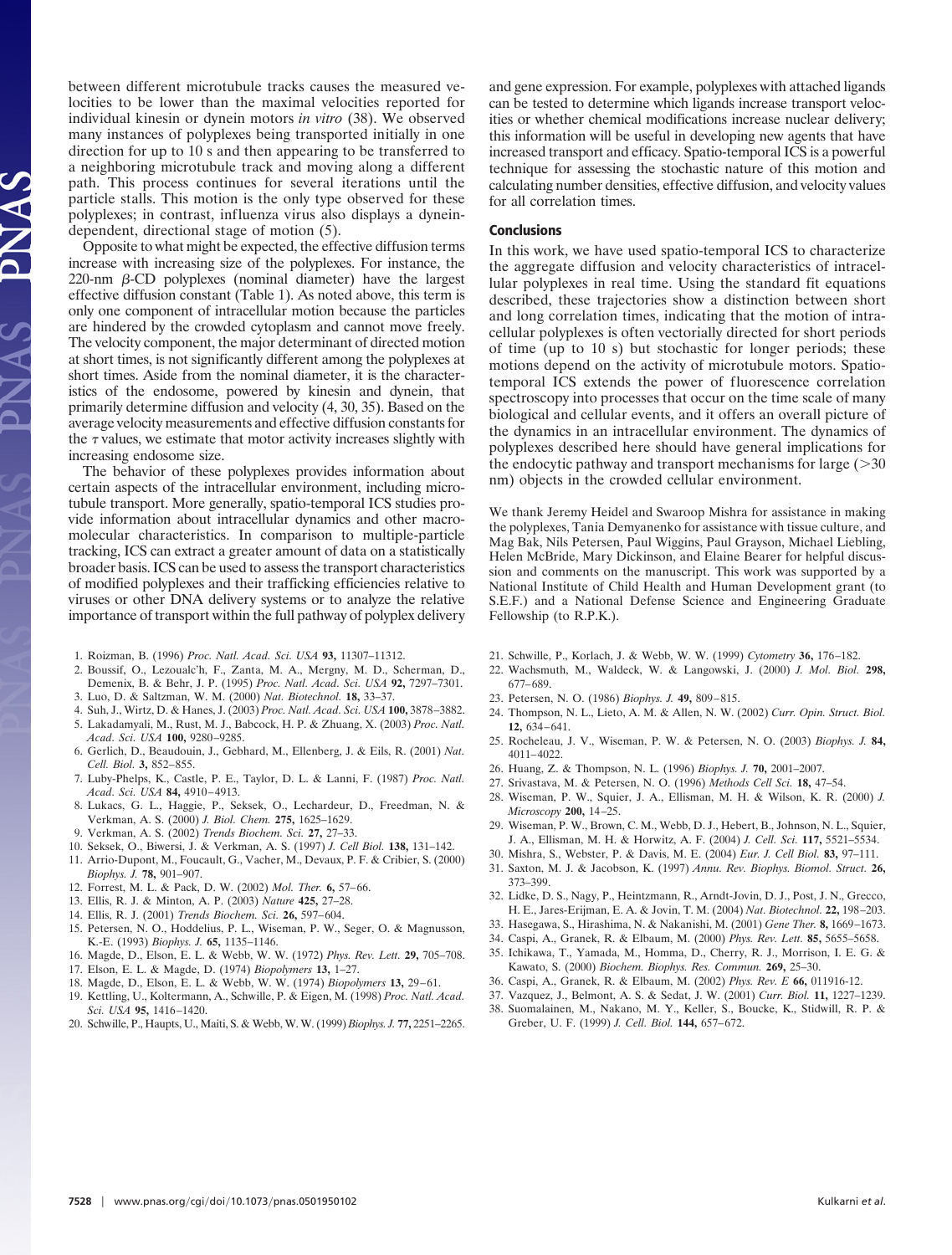between different microtubule tracks causes the measured velocities to be lower than the maximal velocities reported for individual kinesin or dynein motors *in vitro* (38). We observed many instances of polyplexes being transported initially in one direction for up to 10 s and then appearing to be transferred to a neighboring microtubule track and moving along a different path. This process continues for several iterations until the particle stalls. This motion is the only type observed for these polyplexes; in contrast, influenza virus also displays a dynein-dependent, directional stage of motion (5).

Opposite to what might be expected, the effective diffusion terms increase with increasing size of the polyplexes. For instance, the 220-nm $\beta$-CD polyplexes (nominal diameter) have the largest effective diffusion constant (Table 1). As noted above, this term is only one component of intracellular motion because the particles are hindered by the crowded cytoplasm and cannot move freely. The velocity component, the major determinant of directed motion at short times, is not significantly different among the polyplexes at short times. Aside from the nominal diameter, it is the characteristics of the endosome, powered by kinesin and dynein, that primarily determine diffusion and velocity (4, 30, 35). Based on the average velocity measurements and effective diffusion constants for the $\tau$ values, we estimate that motor activity increases slightly with increasing endosome size.

The behavior of these polyplexes provides information about certain aspects of the intracellular environment, including microtubule transport. More generally, spatio-temporal ICS studies provide information about intracellular dynamics and other macromolecular characteristics. In comparison to multiple-particle tracking, ICS can extract a greater amount of data on a statistically broader basis. ICS can be used to assess the transport characteristics of modified polyplexes and their trafficking efficiencies relative to viruses or other DNA delivery systems or to analyze the relative importance of transport within the full pathway of polyplex delivery and gene expression. For example, polyplexes with attached ligands can be tested to determine which ligands increase transport velocities or whether chemical modifications increase nuclear delivery; this information will be useful in developing new agents that have increased transport and efficacy. Spatio-temporal ICS is a powerful technique for assessing the stochastic nature of this motion and calculating number densities, effective diffusion, and velocity values for all correlation times.

## Conclusions

In this work, we have used spatio-temporal ICS to characterize the aggregate diffusion and velocity characteristics of intracellular polyplexes in real time. Using the standard fit equations described, these trajectories show a distinction between short and long correlation times, indicating that the motion of intracellular polyplexes is often vectorially directed for short periods of time (up to 10 s) but stochastic for longer periods; these motions depend on the activity of microtubule motors. Spatio-temporal ICS extends the power of fluorescence correlation spectroscopy into processes that occur on the time scale of many biological and cellular events, and it offers an overall picture of the dynamics in an intracellular environment. The dynamics of polyplexes described here should have general implications for the endocytic pathway and transport mechanisms for large (>30 nm) objects in the crowded cellular environment.

We thank Jeremy Heidel and Swaroop Mishra for assistance in making the polyplexes, Tania Demyanenko for assistance with tissue culture, and Mag Bak, Nils Petersen, Paul Wiggins, Paul Grayson, Michael Liebling, Helen McBride, Mary Dickinson, and Elaine Bearer for helpful discussion and comments on the manuscript. This work was supported by a National Institute of Child Health and Human Development grant (to S.E.F.) and a National Defense Science and Engineering Graduate Fellowship (to R.P.K.).

1. Roizman, B. (1996) *Proc. Natl. Acad. Sci. USA* **93,** 11307–11312.
2. Boussif, O., Lezoualc'h, F., Zanta, M. A., Mergny, M. D., Scherman, D., Demenix, B. & Behr, J. P. (1995) *Proc. Natl. Acad. Sci. USA* **92,** 7297–7301.
3. Luo, D. & Saltzman, W. M. (2000) *Nat. Biotechnol.* **18,** 33–37.
4. Suh, J., Wirtz, D. & Hanes, J. (2003) *Proc. Natl. Acad. Sci. USA* **100,** 3878–3882.
5. Lakadamyali, M., Rust, M. J., Babcock, H. P. & Zhuang, X. (2003) *Proc. Natl. Acad. Sci. USA* **100,** 9280–9285.
6. Gerlich, D., Beaudouin, J., Gebhard, M., Ellenberg, J. & Eils, R. (2001) *Nat. Cell. Biol.* **3,** 852–855.
7. Luby-Phelps, K., Castle, P. E., Taylor, D. L. & Lanni, F. (1987) *Proc. Natl. Acad. Sci. USA* **84,** 4910–4913.
8. Lukacs, G. L., Haggie, P., Seksek, O., Lechardeur, D., Freedman, N. & Verkman, A. S. (2000) *J. Biol. Chem.* **275,** 1625–1629.
9. Verkman, A. S. (2002) *Trends Biochem. Sci.* **27,** 27–33.
10. Seksek, O., Biwersi, J. & Verkman, A. S. (1997) *J. Cell Biol.* **138,** 131–142.
11. Arrio-Dupont, M., Foucault, G., Vacher, M., Devaux, P. F. & Cribier, S. (2000) *Biophys. J.* **78,** 901–907.
12. Forrest, M. L. & Pack, D. W. (2002) *Mol. Ther.* **6,** 57–66.
13. Ellis, R. J. & Minton, A. P. (2003) *Nature* **425,** 27–28.
14. Ellis, R. J. (2001) *Trends Biochem. Sci.* **26,** 597–604.
15. Petersen, N. O., Hoddelius, P. L., Wiseman, P. W., Seger, O. & Magnusson, K.-E. (1993) *Biophys. J.* **65,** 1135–1146.
16. Magde, D., Elson, E. L. & Webb, W. W. (1972) *Phys. Rev. Lett.* **29,** 705–708.
17. Elson, E. L. & Magde, D. (1974) *Biopolymers* **13,** 1–27.
18. Magde, D., Elson, E. L. & Webb, W. W. (1974) *Biopolymers* **13,** 29–61.
19. Kettling, U., Koltermann, A., Schwille, P. & Eigen, M. (1998) *Proc. Natl. Acad. Sci. USA* **95,** 1416–1420.
20. Schwille, P., Haupts, U., Maiti, S. & Webb, W. W. (1999) *Biophys. J.* **77,** 2251–2265.
21. Schwille, P., Korlach, J. & Webb, W. W. (1999) *Cytometry* **36,** 176–182.
22. Wachsmuth, M., Waldeck, W. & Langowski, J. (2000) *J. Mol. Biol.* **298,** 677–689.
23. Petersen, N. O. (1986) *Biophys. J.* **49,** 809–815.
24. Thompson, N. L., Lieto, A. M. & Allen, N. W. (2002) *Curr. Opin. Struct. Biol.* **12,** 634–641.
25. Rocheleau, J. V., Wiseman, P. W. & Petersen, N. O. (2003) *Biophys. J.* **84,** 4011–4022.
26. Huang, Z. & Thompson, N. L. (1996) *Biophys. J.* **70,** 2001–2007.
27. Srivastava, M. & Petersen, N. O. (1996) *Methods Cell Sci.* **18,** 47–54.
28. Wiseman, P. W., Squier, J. A., Ellisman, M. H. & Wilson, K. R. (2000) *J. Microscopy* **200,** 14–25.
29. Wiseman, P. W., Brown, C. M., Webb, D. J., Hebert, B., Johnson, N. L., Squier, J. A., Ellisman, M. H. & Horwitz, A. F. (2004) *J. Cell. Sci.* **117,** 5521–5534.
30. Mishra, S., Webster, P. & Davis, M. E. (2004) *Eur. J. Cell Biol.* **83,** 97–111.
31. Saxton, M. J. & Jacobson, K. (1997) *Annu. Rev. Biophys. Biomol. Struct.* **26,** 373–399.
32. Lidke, D. S., Nagy, P., Heintzmann, R., Arndt-Jovin, D. J., Post, J. N., Grecco, H. E., Jares-Erijman, E. A. & Jovin, T. M. (2004) *Nat. Biotechnol.* **22,** 198–203.
33. Hasegawa, S., Hirashima, N. & Nakanishi, M. (2001) *Gene Ther.* **8,** 1669–1673.
34. Caspi, A., Granek, R. & Elbaum, M. (2000) *Phys. Rev. Lett.* **85,** 5655–5658.
35. Ichikawa, T., Yamada, M., Homma, D., Cherry, R. J., Morrison, I. E. G. & Kawato, S. (2000) *Biochem. Biophys. Res. Commun.* **269,** 25–30.
36. Caspi, A., Granek, R. & Elbaum, M. (2002) *Phys. Rev. E* **66,** 011916-12.
37. Vazquez, J., Belmont, A. S. & Sedat, J. W. (2001) *Curr. Biol.* **11,** 1227–1239.
38. Suomalainen, M., Nakano, M. Y., Keller, S., Boucke, K., Stidwill, R. P. & Greber, U. F. (1999) *J. Cell. Biol.* **144,** 657–672.